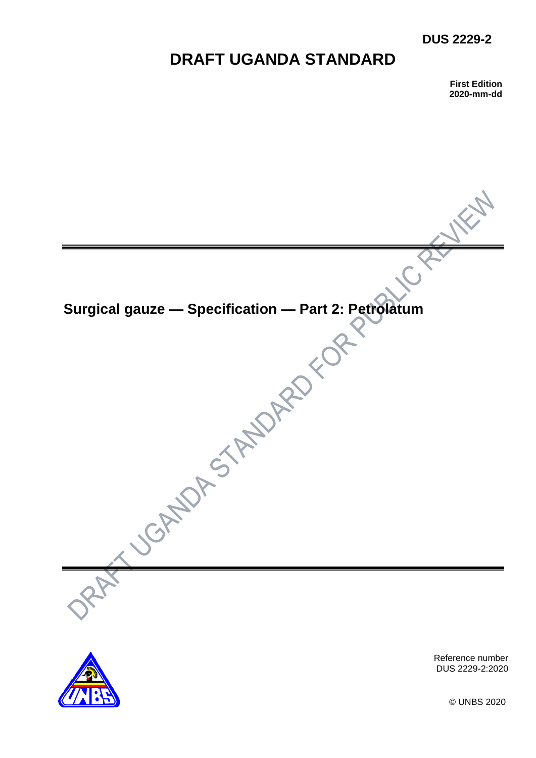DUS 2229-2

# DRAFT UGANDA STANDARD

**First Edition**
**2020-mm-dd**

DRAFT UGANDA STANDARD FOR PUBLIC REVIEW

## Surgical gauze — Specification — Part 2: Petrolatum

Reference number
DUS 2229-2:2020

© UNBS 2020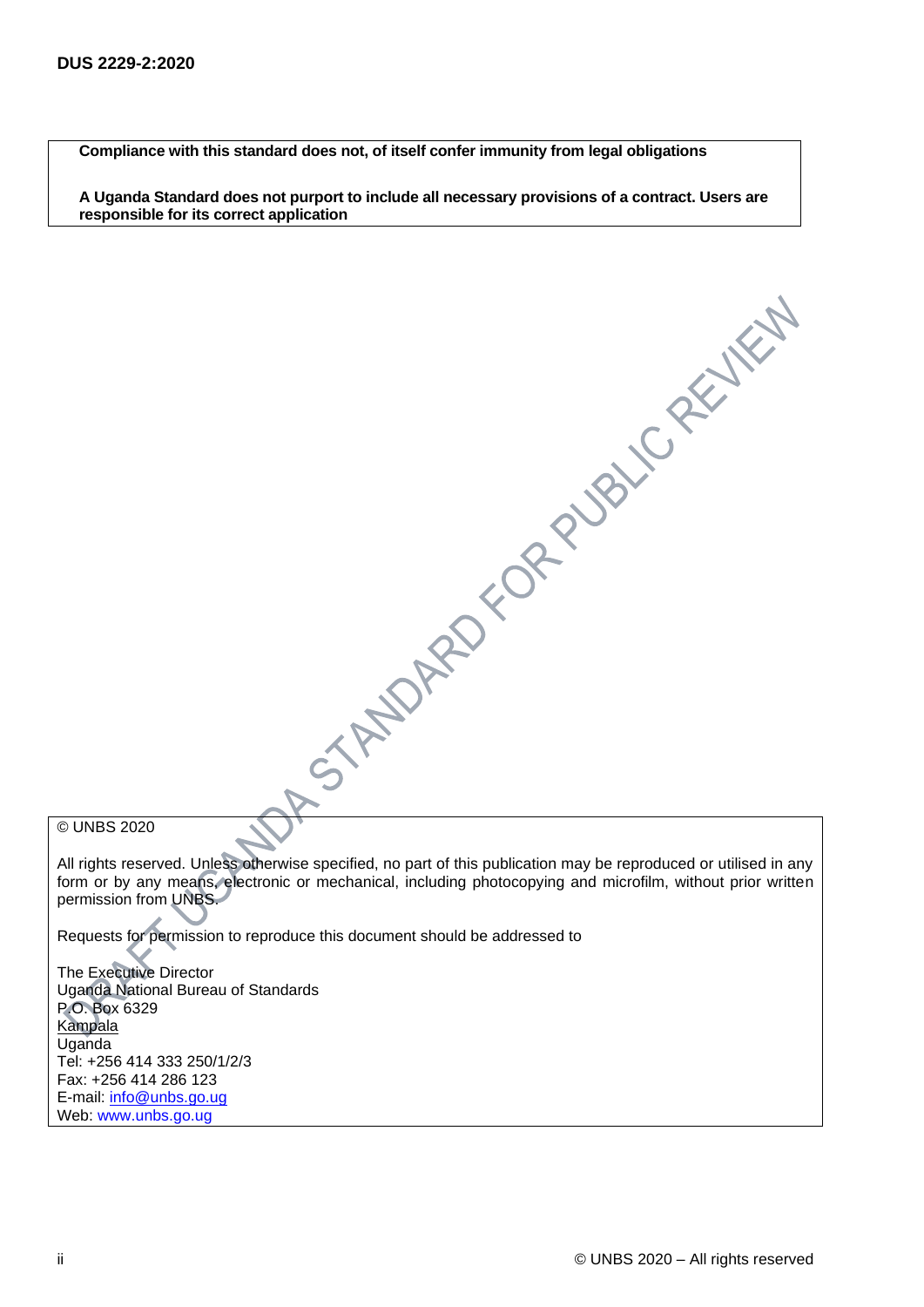**Compliance with this standard does not, of itself confer immunity from legal obligations**

**A Uganda Standard does not purport to include all necessary provisions of a contract. Users are responsible for its correct application**

© UNBS 2020

All rights reserved. Unless otherwise specified, no part of this publication may be reproduced or utilised in any form or by any means, electronic or mechanical, including photocopying and microfilm, without prior written permission from UNBS.

Requests for permission to reproduce this document should be addressed to

The Executive Director
Uganda National Bureau of Standards
P.O. Box 6329
Kampala
Uganda
Tel: +256 414 333 250/1/2/3
Fax: +256 414 286 123
E-mail: info@unbs.go.ug
Web: www.unbs.go.ug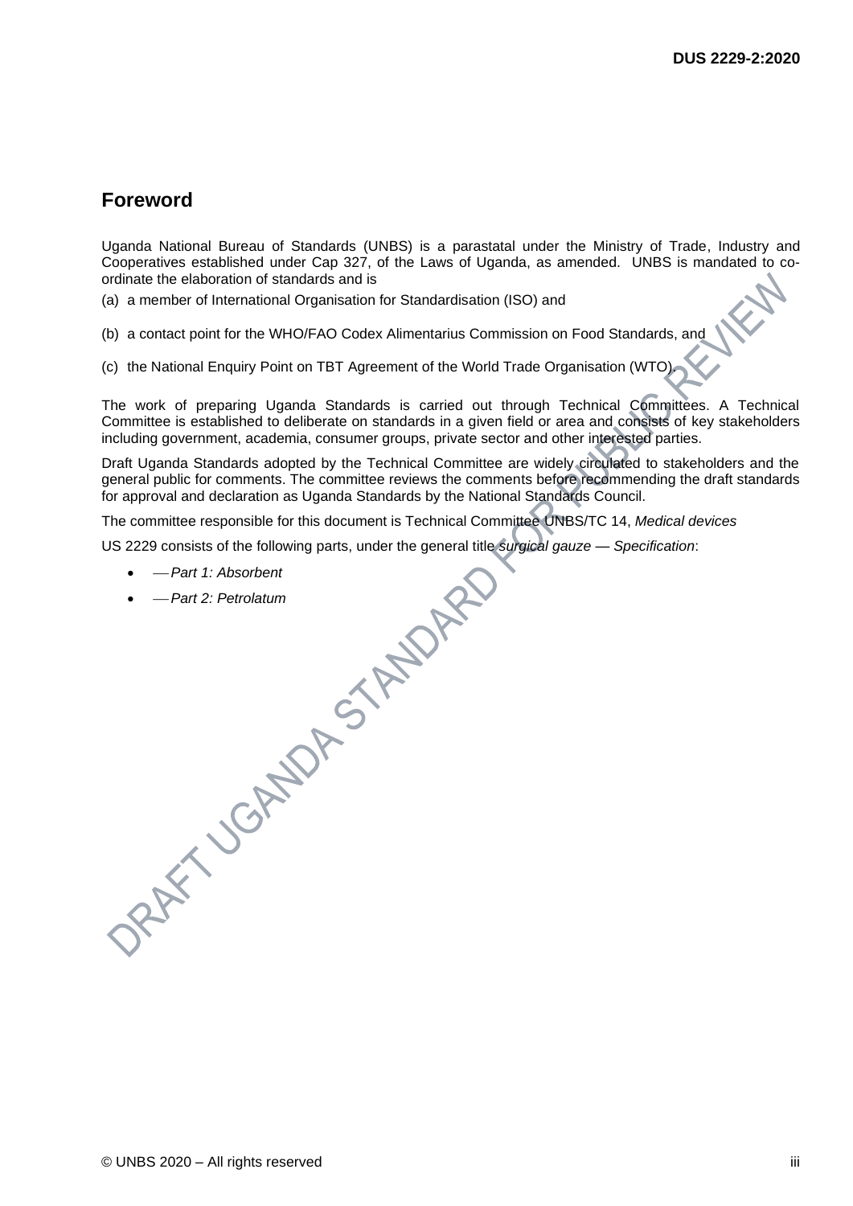## Foreword

Uganda National Bureau of Standards (UNBS) is a parastatal under the Ministry of Trade, Industry and Cooperatives established under Cap 327, of the Laws of Uganda, as amended. UNBS is mandated to co-ordinate the elaboration of standards and is

(a) a member of International Organisation for Standardisation (ISO) and

(b) a contact point for the WHO/FAO Codex Alimentarius Commission on Food Standards, and

(c) the National Enquiry Point on TBT Agreement of the World Trade Organisation (WTO).

The work of preparing Uganda Standards is carried out through Technical Committees. A Technical Committee is established to deliberate on standards in a given field or area and consists of key stakeholders including government, academia, consumer groups, private sector and other interested parties.

Draft Uganda Standards adopted by the Technical Committee are widely circulated to stakeholders and the general public for comments. The committee reviews the comments before recommending the draft standards for approval and declaration as Uganda Standards by the National Standards Council.

The committee responsible for this document is Technical Committee UNBS/TC 14, *Medical devices*

US 2229 consists of the following parts, under the general title *surgical gauze — Specification*:

- — *Part 1: Absorbent*
- — *Part 2: Petrolatum*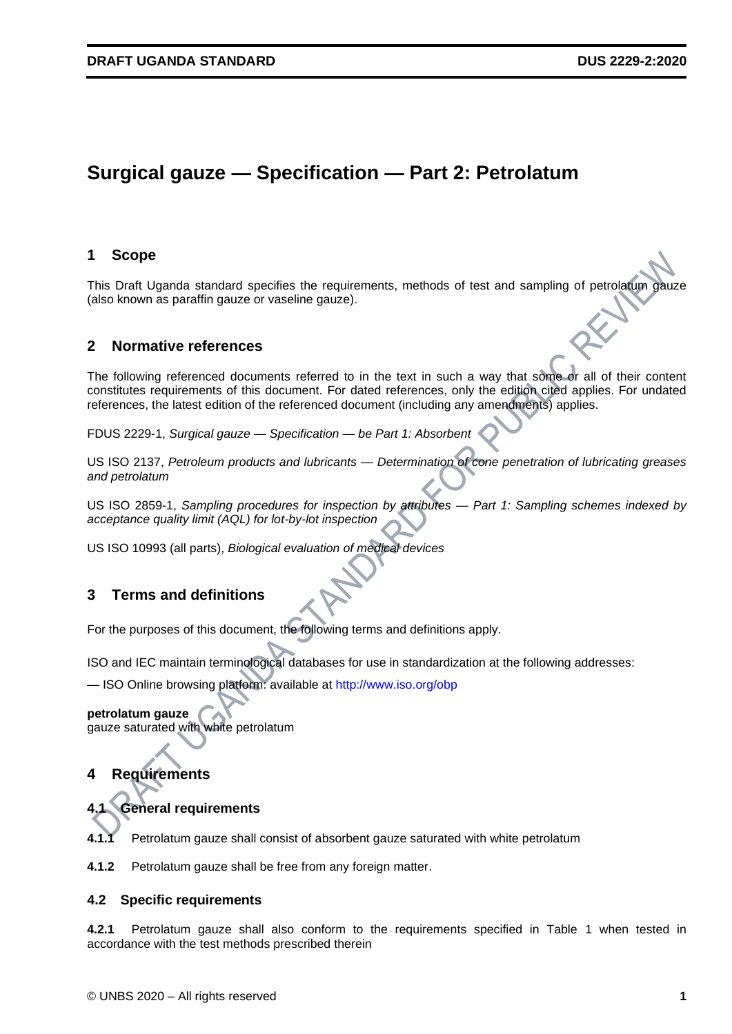# Surgical gauze — Specification — Part 2: Petrolatum

## 1 Scope

This Draft Uganda standard specifies the requirements, methods of test and sampling of petrolatum gauze (also known as paraffin gauze or vaseline gauze).

## 2 Normative references

The following referenced documents referred to in the text in such a way that some or all of their content constitutes requirements of this document. For dated references, only the edition cited applies. For undated references, the latest edition of the referenced document (including any amendments) applies.

FDUS 2229-1, *Surgical gauze — Specification — be Part 1: Absorbent*

US ISO 2137, *Petroleum products and lubricants — Determination of cone penetration of lubricating greases and petrolatum*

US ISO 2859-1, *Sampling procedures for inspection by attributes — Part 1: Sampling schemes indexed by acceptance quality limit (AQL) for lot-by-lot inspection*

US ISO 10993 (all parts), *Biological evaluation of medical devices*

## 3 Terms and definitions

For the purposes of this document, the following terms and definitions apply.

ISO and IEC maintain terminological databases for use in standardization at the following addresses:

— ISO Online browsing platform: available at http://www.iso.org/obp

**petrolatum gauze**
gauze saturated with white petrolatum

## 4 Requirements

### 4.1 General requirements

**4.1.1** Petrolatum gauze shall consist of absorbent gauze saturated with white petrolatum

**4.1.2** Petrolatum gauze shall be free from any foreign matter.

### 4.2 Specific requirements

**4.2.1** Petrolatum gauze shall also conform to the requirements specified in Table 1 when tested in accordance with the test methods prescribed therein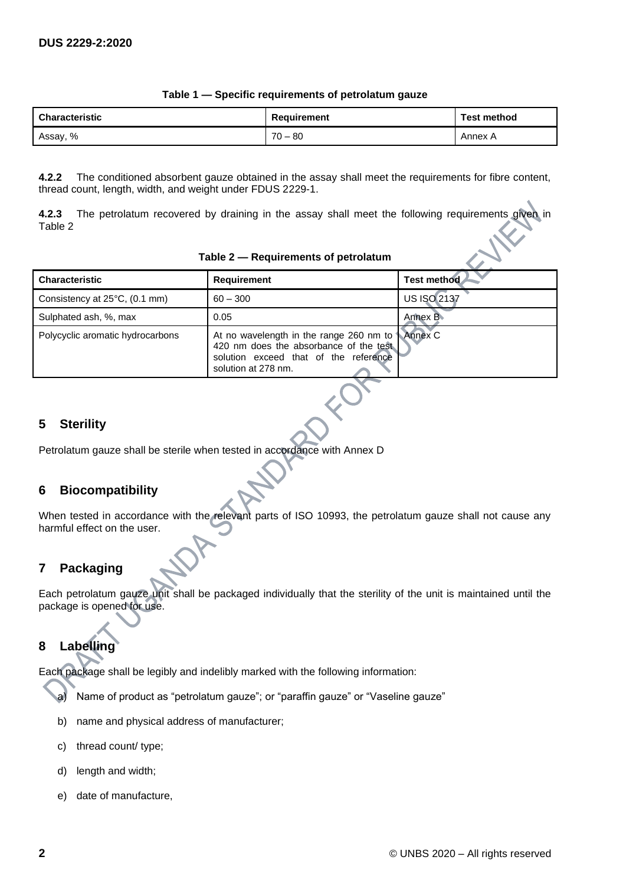**Table 1 — Specific requirements of petrolatum gauze**

| Characteristic | Requirement | Test method |
|---|---|---|
| Assay, % | 70 – 80 | Annex A |

**4.2.2** The conditioned absorbent gauze obtained in the assay shall meet the requirements for fibre content, thread count, length, width, and weight under FDUS 2229-1.

**4.2.3** The petrolatum recovered by draining in the assay shall meet the following requirements given in Table 2

**Table 2 — Requirements of petrolatum**

| Characteristic | Requirement | Test method |
|---|---|---|
| Consistency at 25°C, (0.1 mm) | 60 – 300 | US ISO 2137 |
| Sulphated ash, %, max | 0.05 | Annex B |
| Polycyclic aromatic hydrocarbons | At no wavelength in the range 260 nm to 420 nm does the absorbance of the test solution exceed that of the reference solution at 278 nm. | Annex C |

## 5 Sterility

Petrolatum gauze shall be sterile when tested in accordance with Annex D

## 6 Biocompatibility

When tested in accordance with the relevant parts of ISO 10993, the petrolatum gauze shall not cause any harmful effect on the user.

## 7 Packaging

Each petrolatum gauze unit shall be packaged individually that the sterility of the unit is maintained until the package is opened for use.

## 8 Labelling

Each package shall be legibly and indelibly marked with the following information:

a) Name of product as "petrolatum gauze"; or "paraffin gauze" or "Vaseline gauze"

b) name and physical address of manufacturer;

c) thread count/ type;

d) length and width;

e) date of manufacture,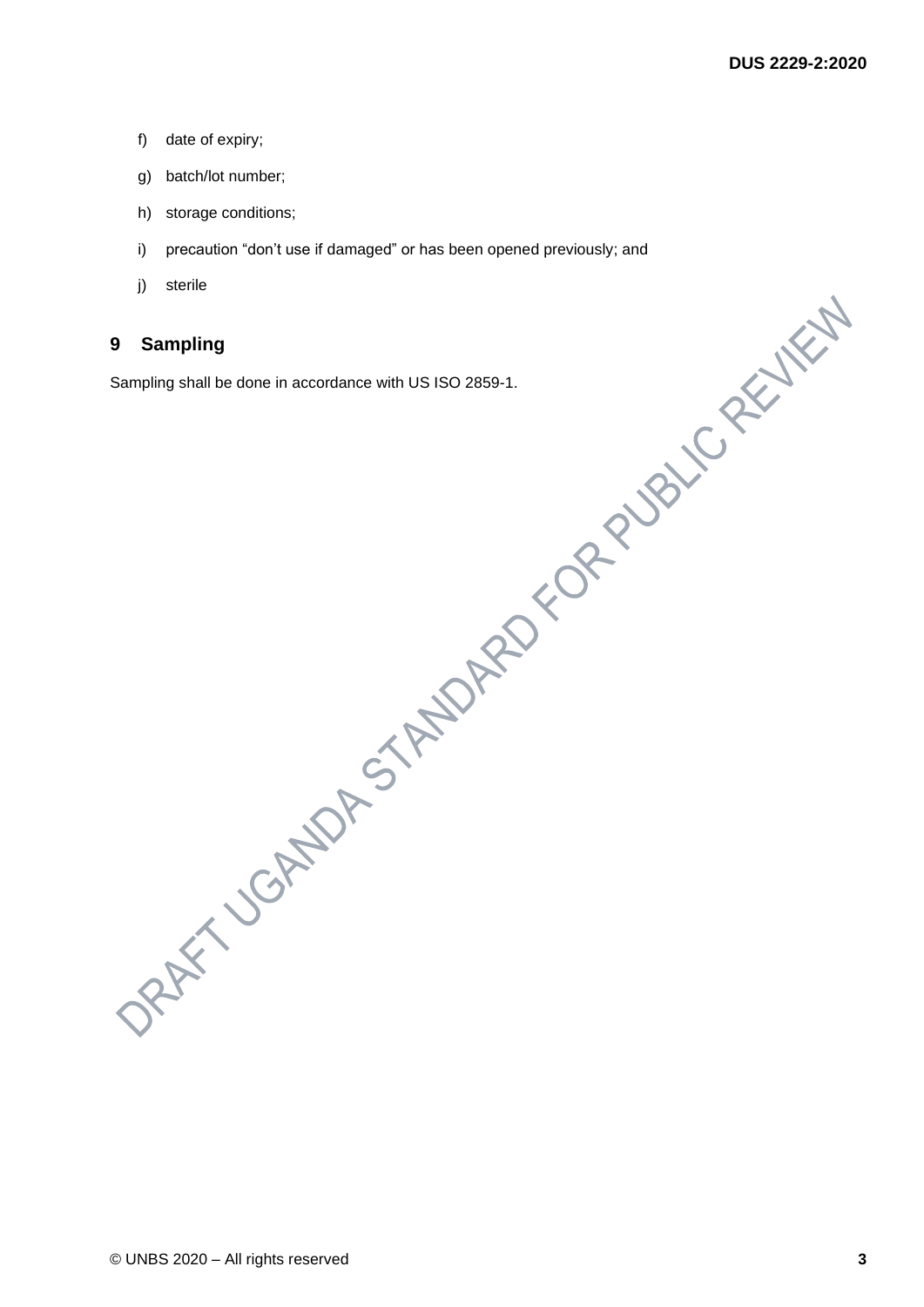f) date of expiry;

g) batch/lot number;

h) storage conditions;

i) precaution "don't use if damaged" or has been opened previously; and

j) sterile

## 9 Sampling

Sampling shall be done in accordance with US ISO 2859-1.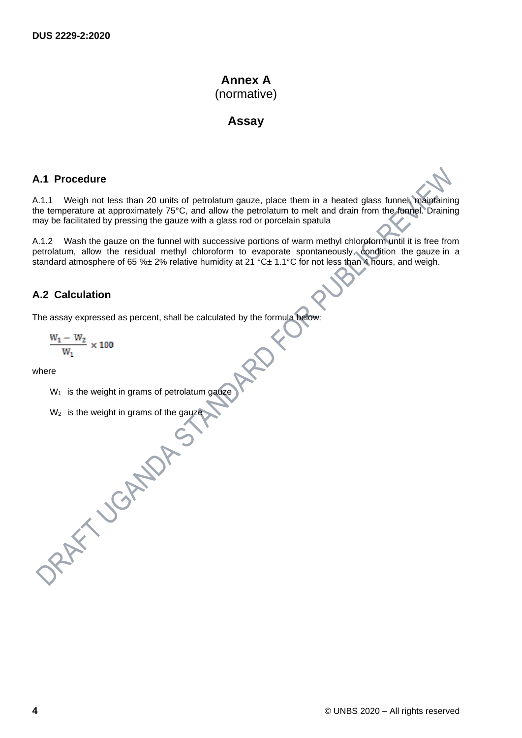# Annex A
(normative)

# Assay

## A.1 Procedure

A.1.1 Weigh not less than 20 units of petrolatum gauze, place them in a heated glass funnel, maintaining the temperature at approximately 75°C, and allow the petrolatum to melt and drain from the funnel. Draining may be facilitated by pressing the gauze with a glass rod or porcelain spatula

A.1.2 Wash the gauze on the funnel with successive portions of warm methyl chloroform until it is free from petrolatum, allow the residual methyl chloroform to evaporate spontaneously, condition the gauze in a standard atmosphere of 65 %± 2% relative humidity at 21 °C± 1.1°C for not less than 4 hours, and weigh.

## A.2 Calculation

The assay expressed as percent, shall be calculated by the formula below:

$$\frac{W_1 - W_2}{W_1} \times 100$$

where

$W_1$ is the weight in grams of petrolatum gauze

$W_2$ is the weight in grams of the gauze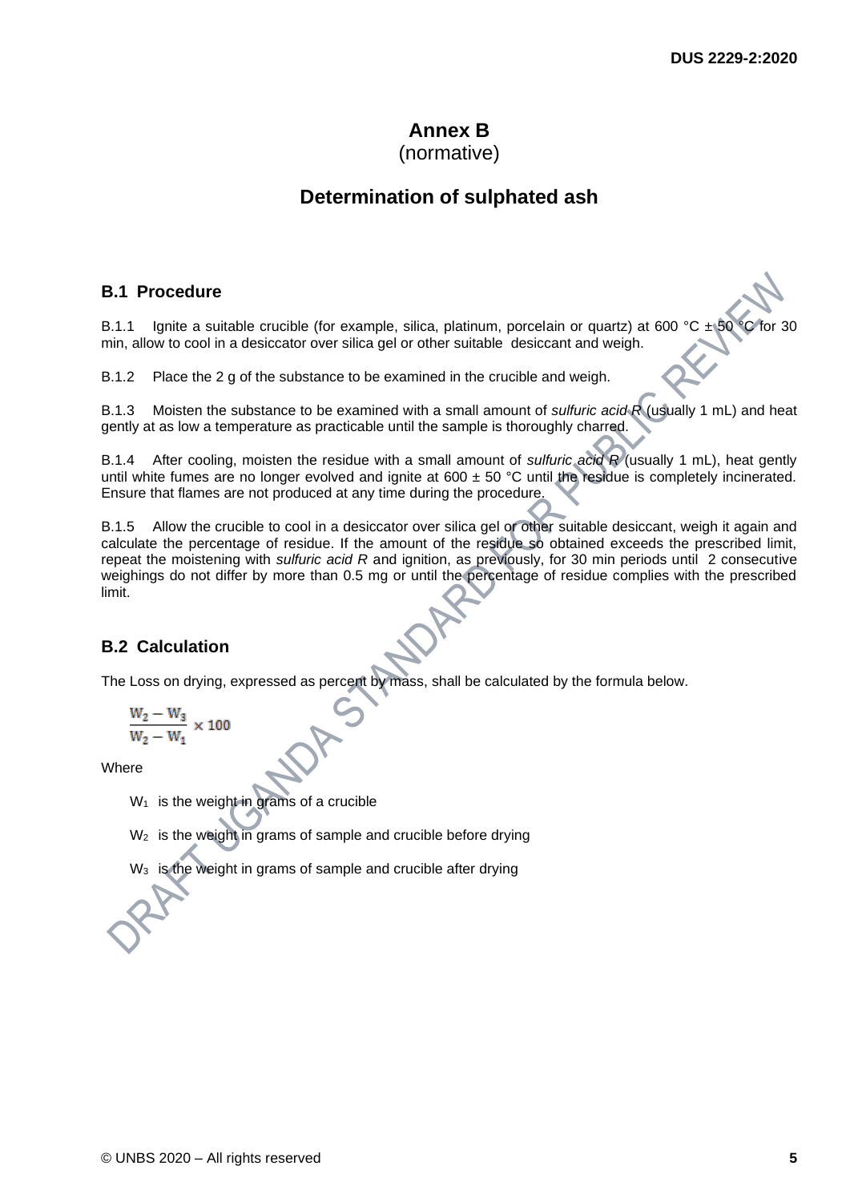# Annex B
(normative)

## Determination of sulphated ash

### B.1 Procedure

B.1.1 Ignite a suitable crucible (for example, silica, platinum, porcelain or quartz) at 600 °C ± 50 °C for 30 min, allow to cool in a desiccator over silica gel or other suitable desiccant and weigh.

B.1.2 Place the 2 g of the substance to be examined in the crucible and weigh.

B.1.3 Moisten the substance to be examined with a small amount of *sulfuric acid R* (usually 1 mL) and heat gently at as low a temperature as practicable until the sample is thoroughly charred.

B.1.4 After cooling, moisten the residue with a small amount of *sulfuric acid R* (usually 1 mL), heat gently until white fumes are no longer evolved and ignite at 600 ± 50 °C until the residue is completely incinerated. Ensure that flames are not produced at any time during the procedure.

B.1.5 Allow the crucible to cool in a desiccator over silica gel or other suitable desiccant, weigh it again and calculate the percentage of residue. If the amount of the residue so obtained exceeds the prescribed limit, repeat the moistening with *sulfuric acid R* and ignition, as previously, for 30 min periods until 2 consecutive weighings do not differ by more than 0.5 mg or until the percentage of residue complies with the prescribed limit.

### B.2 Calculation

The Loss on drying, expressed as percent by mass, shall be calculated by the formula below.

$$\frac{W_2 - W_3}{W_2 - W_1} \times 100$$

Where

$W_1$ is the weight in grams of a crucible

$W_2$ is the weight in grams of sample and crucible before drying

$W_3$ is the weight in grams of sample and crucible after drying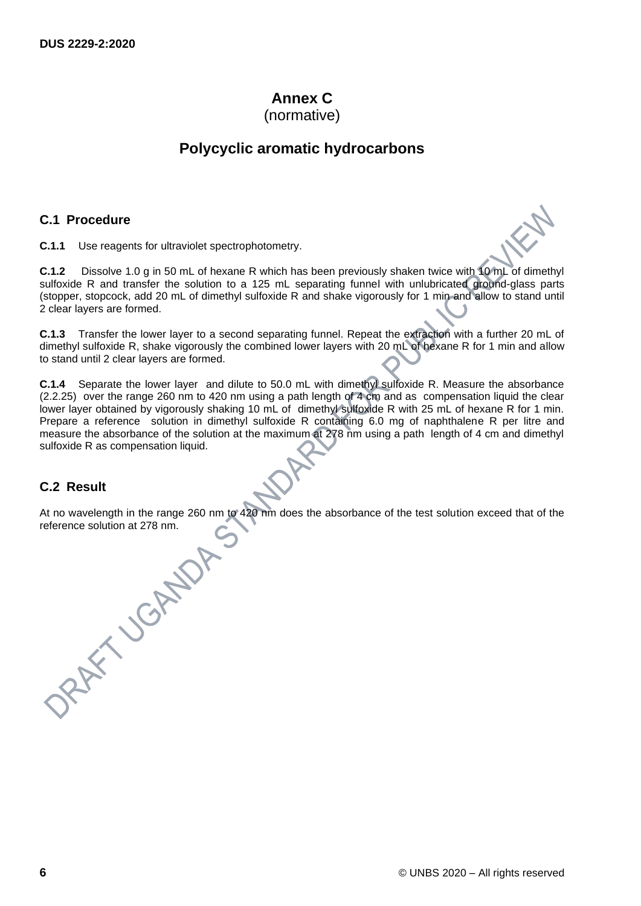# Annex C
(normative)

# Polycyclic aromatic hydrocarbons

## C.1 Procedure

**C.1.1** Use reagents for ultraviolet spectrophotometry.

**C.1.2** Dissolve 1.0 g in 50 mL of hexane R which has been previously shaken twice with 10 mL of dimethyl sulfoxide R and transfer the solution to a 125 mL separating funnel with unlubricated ground-glass parts (stopper, stopcock, add 20 mL of dimethyl sulfoxide R and shake vigorously for 1 min and allow to stand until 2 clear layers are formed.

**C.1.3** Transfer the lower layer to a second separating funnel. Repeat the extraction with a further 20 mL of dimethyl sulfoxide R, shake vigorously the combined lower layers with 20 mL of hexane R for 1 min and allow to stand until 2 clear layers are formed.

**C.1.4** Separate the lower layer and dilute to 50.0 mL with dimethyl sulfoxide R. Measure the absorbance (2.2.25) over the range 260 nm to 420 nm using a path length of 4 cm and as compensation liquid the clear lower layer obtained by vigorously shaking 10 mL of dimethyl sulfoxide R with 25 mL of hexane R for 1 min. Prepare a reference solution in dimethyl sulfoxide R containing 6.0 mg of naphthalene R per litre and measure the absorbance of the solution at the maximum at 278 nm using a path length of 4 cm and dimethyl sulfoxide R as compensation liquid.

## C.2 Result

At no wavelength in the range 260 nm to 420 nm does the absorbance of the test solution exceed that of the reference solution at 278 nm.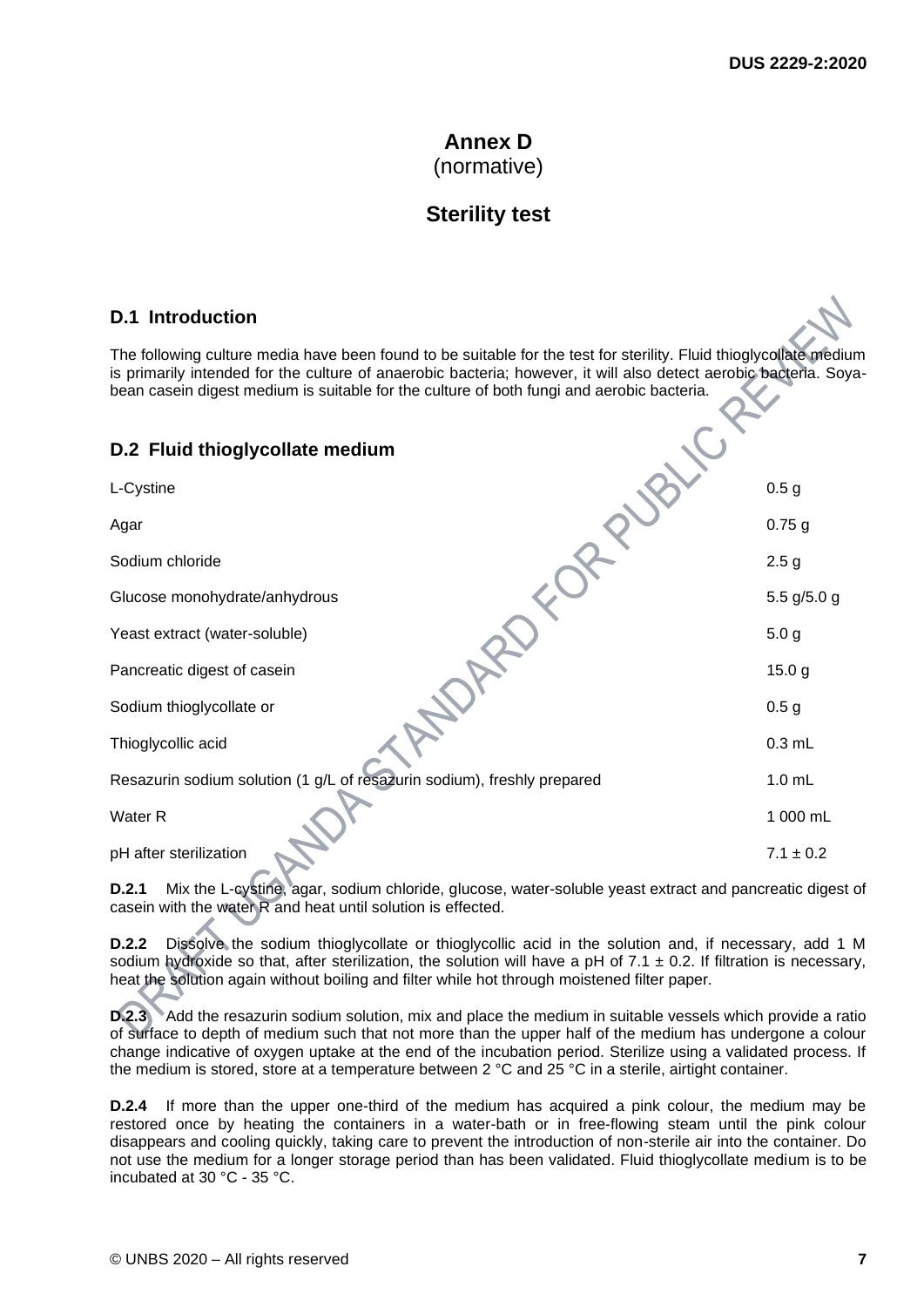# Annex D

(normative)

# Sterility test

## D.1 Introduction

The following culture media have been found to be suitable for the test for sterility. Fluid thioglycollate medium is primarily intended for the culture of anaerobic bacteria; however, it will also detect aerobic bacteria. Soya-bean casein digest medium is suitable for the culture of both fungi and aerobic bacteria.

## D.2 Fluid thioglycollate medium

| | |
|---|---|
| L-Cystine | 0.5 g |
| Agar | 0.75 g |
| Sodium chloride | 2.5 g |
| Glucose monohydrate/anhydrous | 5.5 g/5.0 g |
| Yeast extract (water-soluble) | 5.0 g |
| Pancreatic digest of casein | 15.0 g |
| Sodium thioglycollate or | 0.5 g |
| Thioglycollic acid | 0.3 mL |
| Resazurin sodium solution (1 g/L of resazurin sodium), freshly prepared | 1.0 mL |
| Water R | 1 000 mL |
| pH after sterilization | 7.1 ± 0.2 |

**D.2.1** Mix the L-cystine, agar, sodium chloride, glucose, water-soluble yeast extract and pancreatic digest of casein with the water R and heat until solution is effected.

**D.2.2** Dissolve the sodium thioglycollate or thioglycollic acid in the solution and, if necessary, add 1 M sodium hydroxide so that, after sterilization, the solution will have a pH of 7.1 ± 0.2. If filtration is necessary, heat the solution again without boiling and filter while hot through moistened filter paper.

**D.2.3** Add the resazurin sodium solution, mix and place the medium in suitable vessels which provide a ratio of surface to depth of medium such that not more than the upper half of the medium has undergone a colour change indicative of oxygen uptake at the end of the incubation period. Sterilize using a validated process. If the medium is stored, store at a temperature between 2 °C and 25 °C in a sterile, airtight container.

**D.2.4** If more than the upper one-third of the medium has acquired a pink colour, the medium may be restored once by heating the containers in a water-bath or in free-flowing steam until the pink colour disappears and cooling quickly, taking care to prevent the introduction of non-sterile air into the container. Do not use the medium for a longer storage period than has been validated. Fluid thioglycollate medium is to be incubated at 30 °C - 35 °C.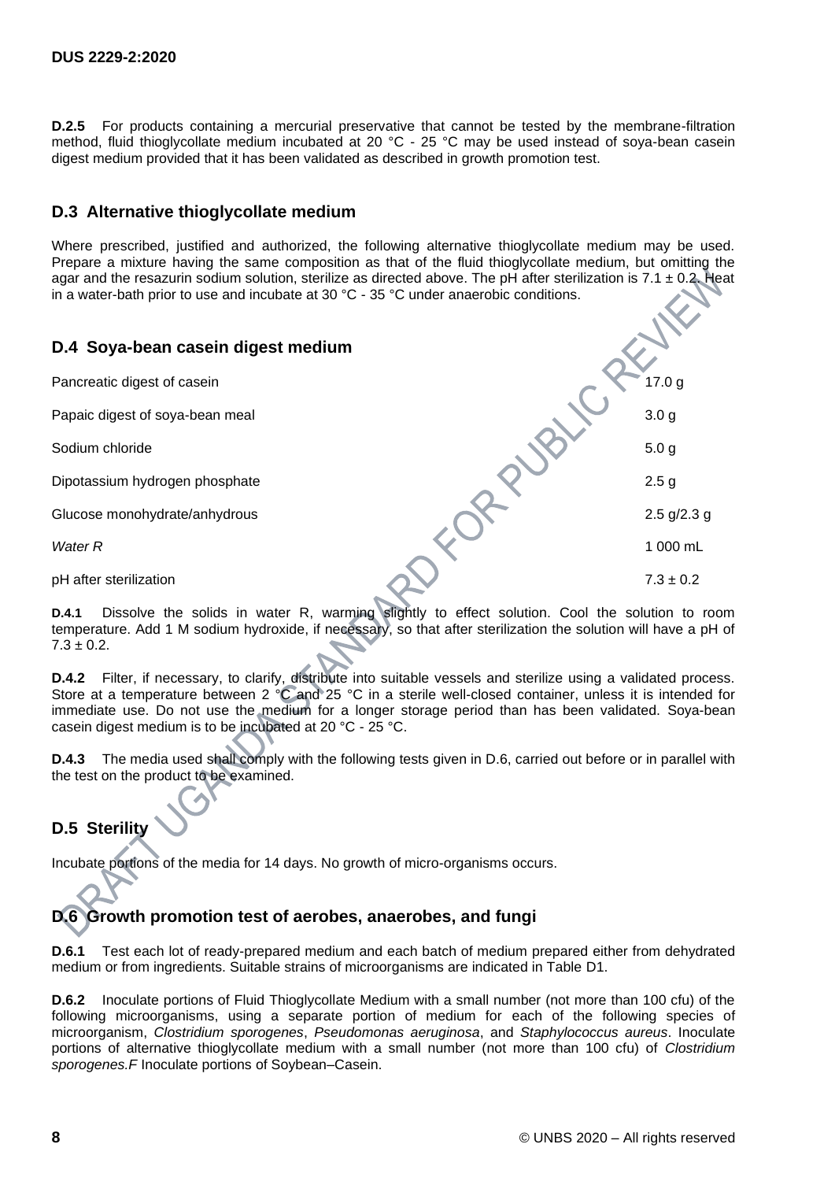**D.2.5** For products containing a mercurial preservative that cannot be tested by the membrane-filtration method, fluid thioglycollate medium incubated at 20 °C - 25 °C may be used instead of soya-bean casein digest medium provided that it has been validated as described in growth promotion test.

## D.3 Alternative thioglycollate medium

Where prescribed, justified and authorized, the following alternative thioglycollate medium may be used. Prepare a mixture having the same composition as that of the fluid thioglycollate medium, but omitting the agar and the resazurin sodium solution, sterilize as directed above. The pH after sterilization is 7.1 ± 0.2. Heat in a water-bath prior to use and incubate at 30 °C - 35 °C under anaerobic conditions.

## D.4 Soya-bean casein digest medium

| | |
|---|---|
| Pancreatic digest of casein | 17.0 g |
| Papaic digest of soya-bean meal | 3.0 g |
| Sodium chloride | 5.0 g |
| Dipotassium hydrogen phosphate | 2.5 g |
| Glucose monohydrate/anhydrous | 2.5 g/2.3 g |
| *Water R* | 1 000 mL |
| pH after sterilization | 7.3 ± 0.2 |

**D.4.1** Dissolve the solids in water R, warming slightly to effect solution. Cool the solution to room temperature. Add 1 M sodium hydroxide, if necessary, so that after sterilization the solution will have a pH of 7.3 ± 0.2.

**D.4.2** Filter, if necessary, to clarify, distribute into suitable vessels and sterilize using a validated process. Store at a temperature between 2 °C and 25 °C in a sterile well-closed container, unless it is intended for immediate use. Do not use the medium for a longer storage period than has been validated. Soya-bean casein digest medium is to be incubated at 20 °C - 25 °C.

**D.4.3** The media used shall comply with the following tests given in D.6, carried out before or in parallel with the test on the product to be examined.

## D.5 Sterility

Incubate portions of the media for 14 days. No growth of micro-organisms occurs.

## D.6 Growth promotion test of aerobes, anaerobes, and fungi

**D.6.1** Test each lot of ready-prepared medium and each batch of medium prepared either from dehydrated medium or from ingredients. Suitable strains of microorganisms are indicated in Table D1.

**D.6.2** Inoculate portions of Fluid Thioglycollate Medium with a small number (not more than 100 cfu) of the following microorganisms, using a separate portion of medium for each of the following species of microorganism, *Clostridium sporogenes*, *Pseudomonas aeruginosa*, and *Staphylococcus aureus*. Inoculate portions of alternative thioglycollate medium with a small number (not more than 100 cfu) of *Clostridium sporogenes.F* Inoculate portions of Soybean–Casein.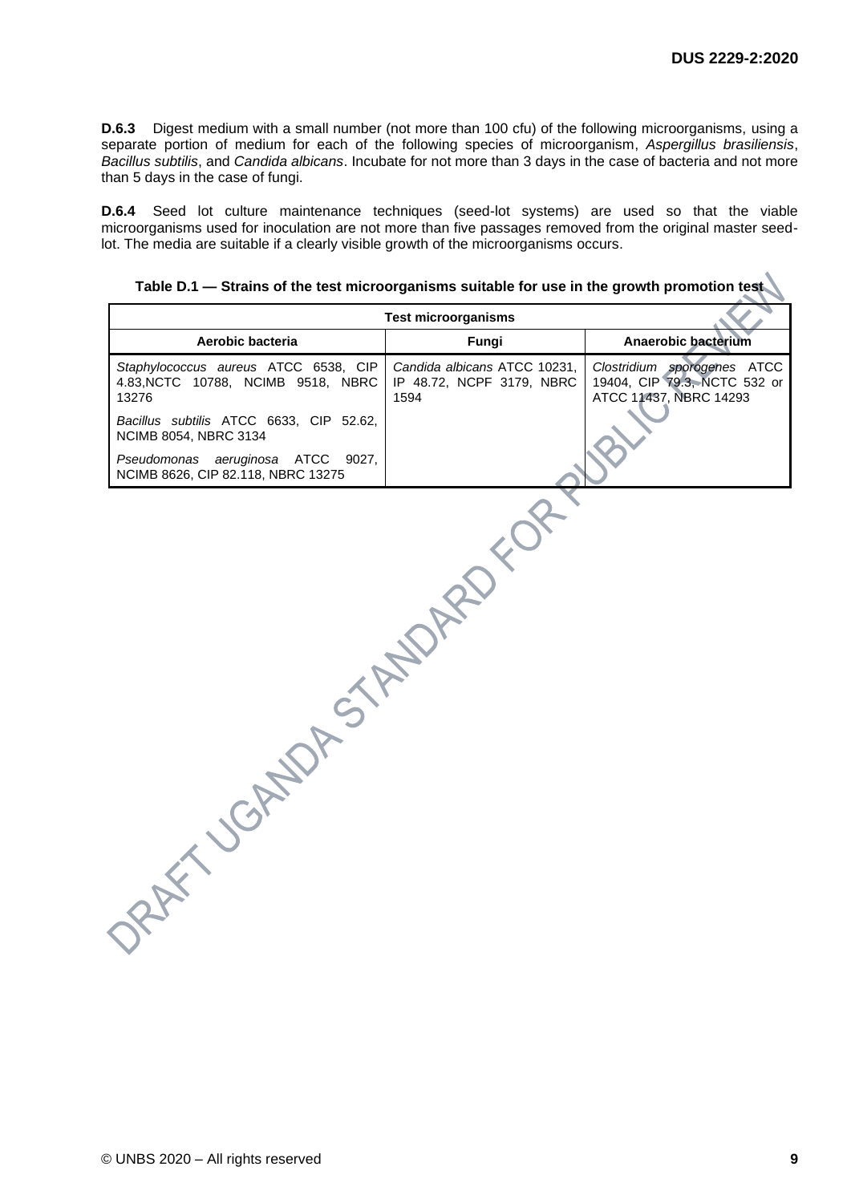**D.6.3** Digest medium with a small number (not more than 100 cfu) of the following microorganisms, using a separate portion of medium for each of the following species of microorganism, *Aspergillus brasiliensis*, *Bacillus subtilis*, and *Candida albicans*. Incubate for not more than 3 days in the case of bacteria and not more than 5 days in the case of fungi.

**D.6.4** Seed lot culture maintenance techniques (seed-lot systems) are used so that the viable microorganisms used for inoculation are not more than five passages removed from the original master seed-lot. The media are suitable if a clearly visible growth of the microorganisms occurs.

**Table D.1 — Strains of the test microorganisms suitable for use in the growth promotion test**

| **Test microorganisms** | | |
|---|---|---|
| **Aerobic bacteria** | **Fungi** | **Anaerobic bacterium** |
| *Staphylococcus aureus* ATCC 6538, CIP 4.83,NCTC 10788, NCIMB 9518, NBRC 13276 | *Candida albicans* ATCC 10231, IP 48.72, NCPF 3179, NBRC 1594 | *Clostridium sporogenes* ATCC 19404, CIP 79.3, NCTC 532 or ATCC 11437, NBRC 14293 |
| *Bacillus subtilis* ATCC 6633, CIP 52.62, NCIMB 8054, NBRC 3134 | | |
| *Pseudomonas aeruginosa* ATCC 9027, NCIMB 8626, CIP 82.118, NBRC 13275 | | |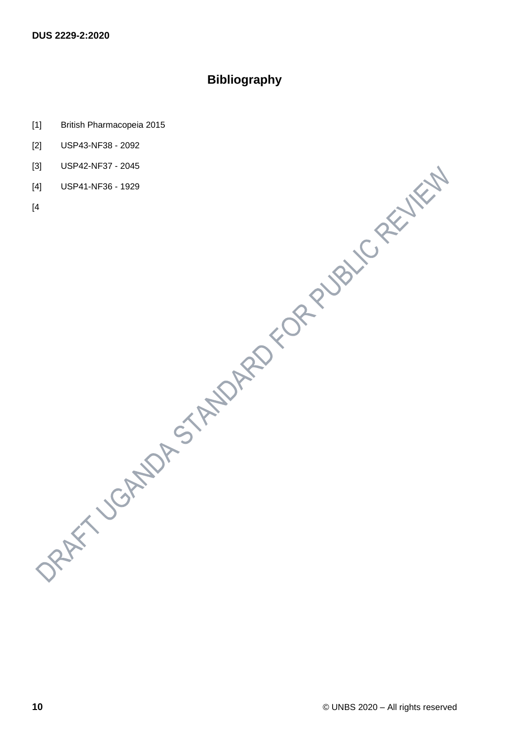# Bibliography

[1] British Pharmacopeia 2015

[2] USP43-NF38 - 2092

[3] USP42-NF37 - 2045

[4] USP41-NF36 - 1929

[4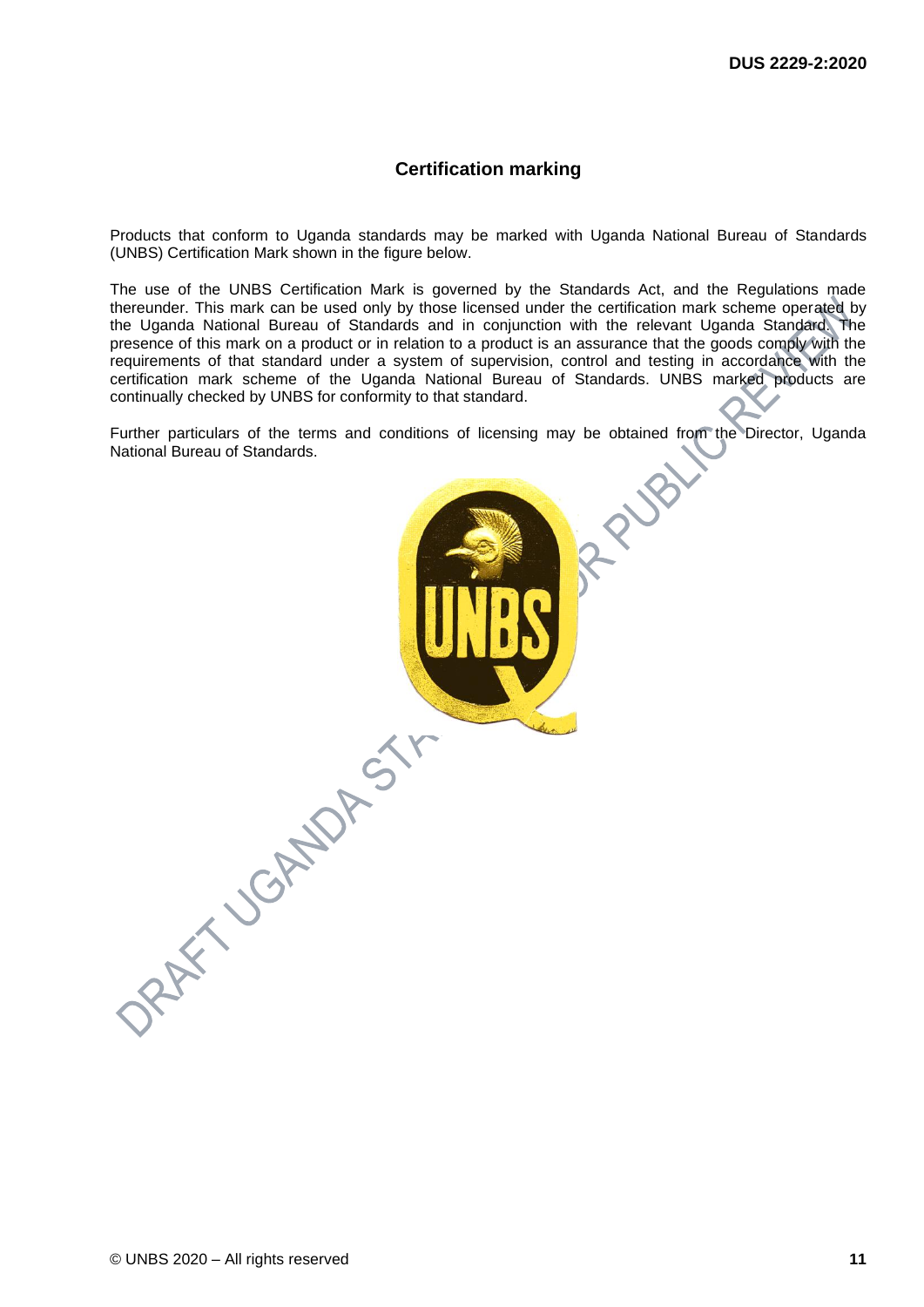## Certification marking

Products that conform to Uganda standards may be marked with Uganda National Bureau of Standards (UNBS) Certification Mark shown in the figure below.

The use of the UNBS Certification Mark is governed by the Standards Act, and the Regulations made thereunder. This mark can be used only by those licensed under the certification mark scheme operated by the Uganda National Bureau of Standards and in conjunction with the relevant Uganda Standard. The presence of this mark on a product or in relation to a product is an assurance that the goods comply with the requirements of that standard under a system of supervision, control and testing in accordance with the certification mark scheme of the Uganda National Bureau of Standards. UNBS marked products are continually checked by UNBS for conformity to that standard.

Further particulars of the terms and conditions of licensing may be obtained from the Director, Uganda National Bureau of Standards.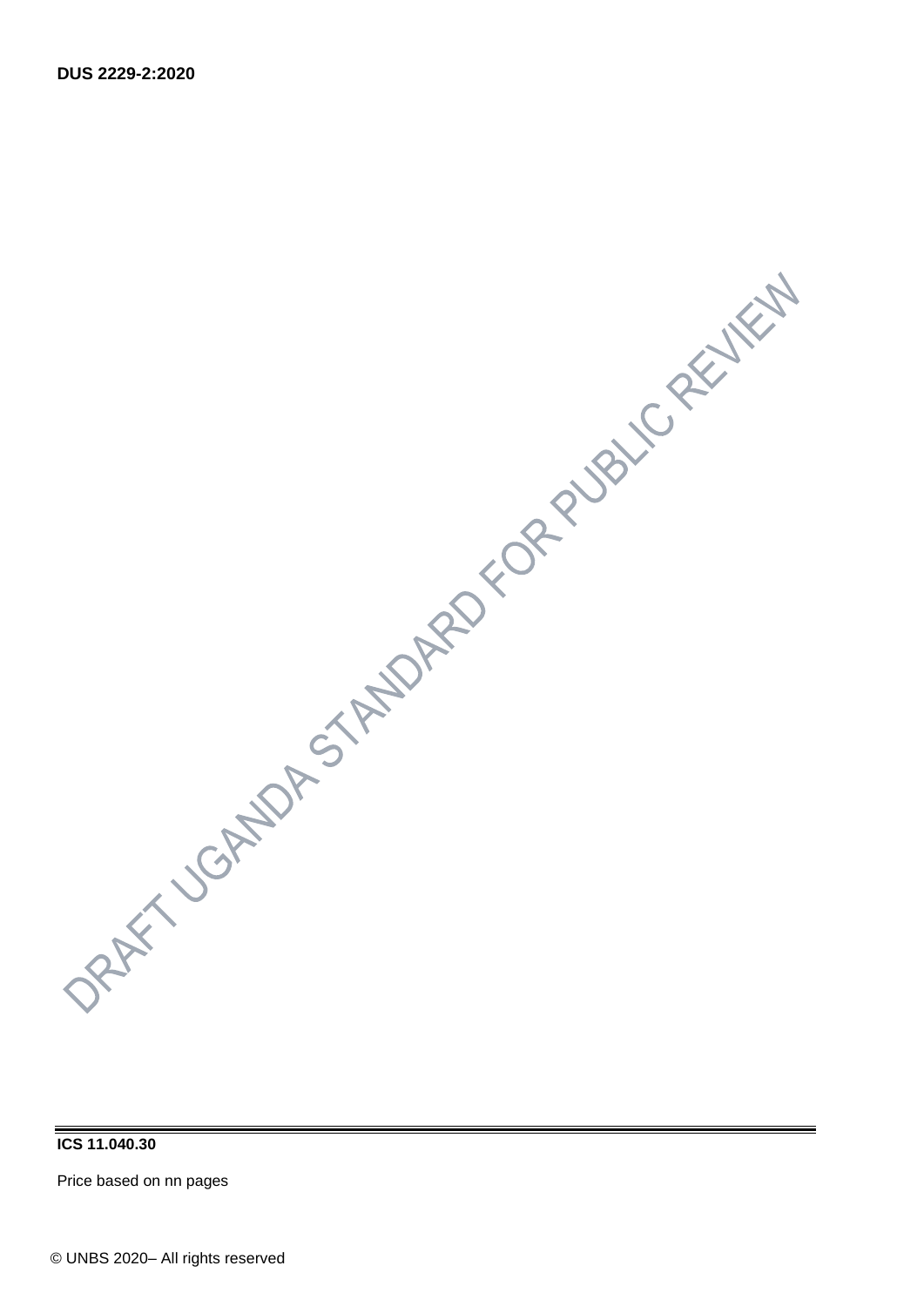**DUS 2229-2:2020**

DRAFT UGANDA STANDARD FOR PUBLIC REVIEW

**ICS 11.040.30**

Price based on nn pages

© UNBS 2020– All rights reserved